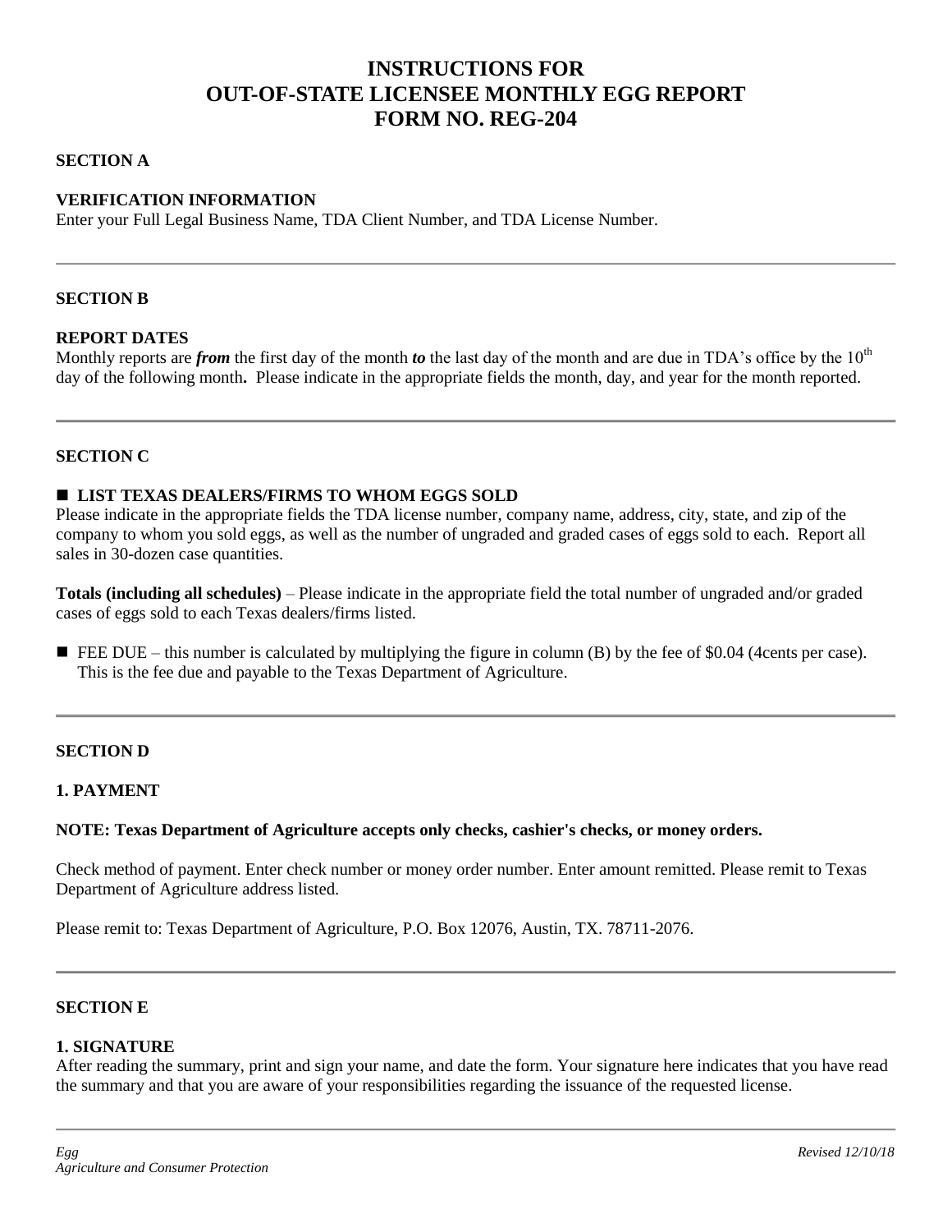# INSTRUCTIONS FOR OUT-OF-STATE LICENSEE MONTHLY EGG REPORT FORM NO. REG-204

## SECTION A

### VERIFICATION INFORMATION

Enter your Full Legal Business Name, TDA Client Number, and TDA License Number.

---

## SECTION B

### REPORT DATES

Monthly reports are ***from*** the first day of the month ***to*** the last day of the month and are due in TDA's office by the 10th day of the following month**.** Please indicate in the appropriate fields the month, day, and year for the month reported.

---

## SECTION C

- **LIST TEXAS DEALERS/FIRMS TO WHOM EGGS SOLD**

Please indicate in the appropriate fields the TDA license number, company name, address, city, state, and zip of the company to whom you sold eggs, as well as the number of ungraded and graded cases of eggs sold to each. Report all sales in 30-dozen case quantities.

**Totals (including all schedules)** – Please indicate in the appropriate field the total number of ungraded and/or graded cases of eggs sold to each Texas dealers/firms listed.

- FEE DUE – this number is calculated by multiplying the figure in column (B) by the fee of $0.04 (4cents per case). This is the fee due and payable to the Texas Department of Agriculture.

---

## SECTION D

### 1. PAYMENT

**NOTE: Texas Department of Agriculture accepts only checks, cashier's checks, or money orders.**

Check method of payment. Enter check number or money order number. Enter amount remitted. Please remit to Texas Department of Agriculture address listed.

Please remit to: Texas Department of Agriculture, P.O. Box 12076, Austin, TX. 78711-2076.

---

## SECTION E

### 1. SIGNATURE

After reading the summary, print and sign your name, and date the form. Your signature here indicates that you have read the summary and that you are aware of your responsibilities regarding the issuance of the requested license.

*Egg*
*Agriculture and Consumer Protection*

*Revised 12/10/18*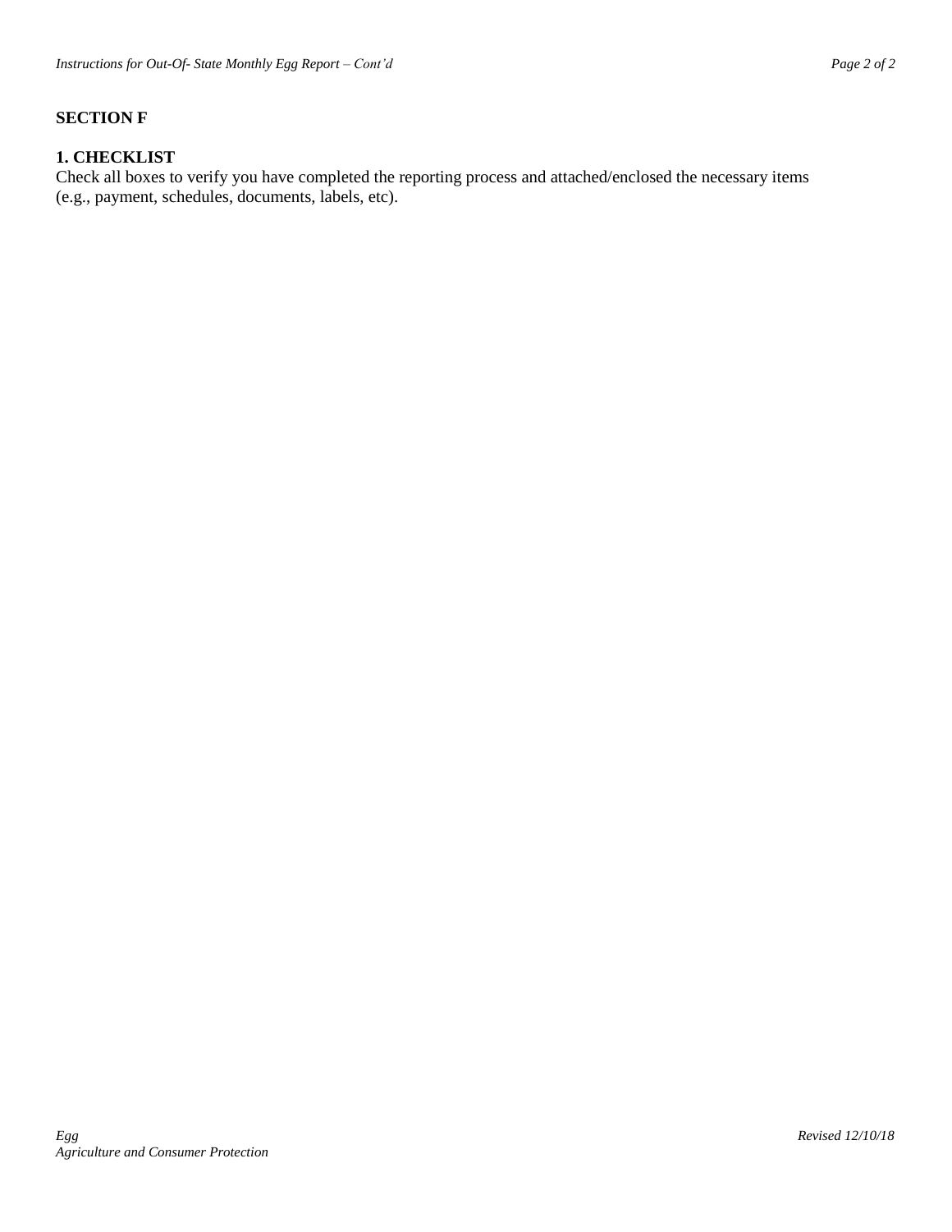## SECTION F

### 1. CHECKLIST

Check all boxes to verify you have completed the reporting process and attached/enclosed the necessary items (e.g., payment, schedules, documents, labels, etc).